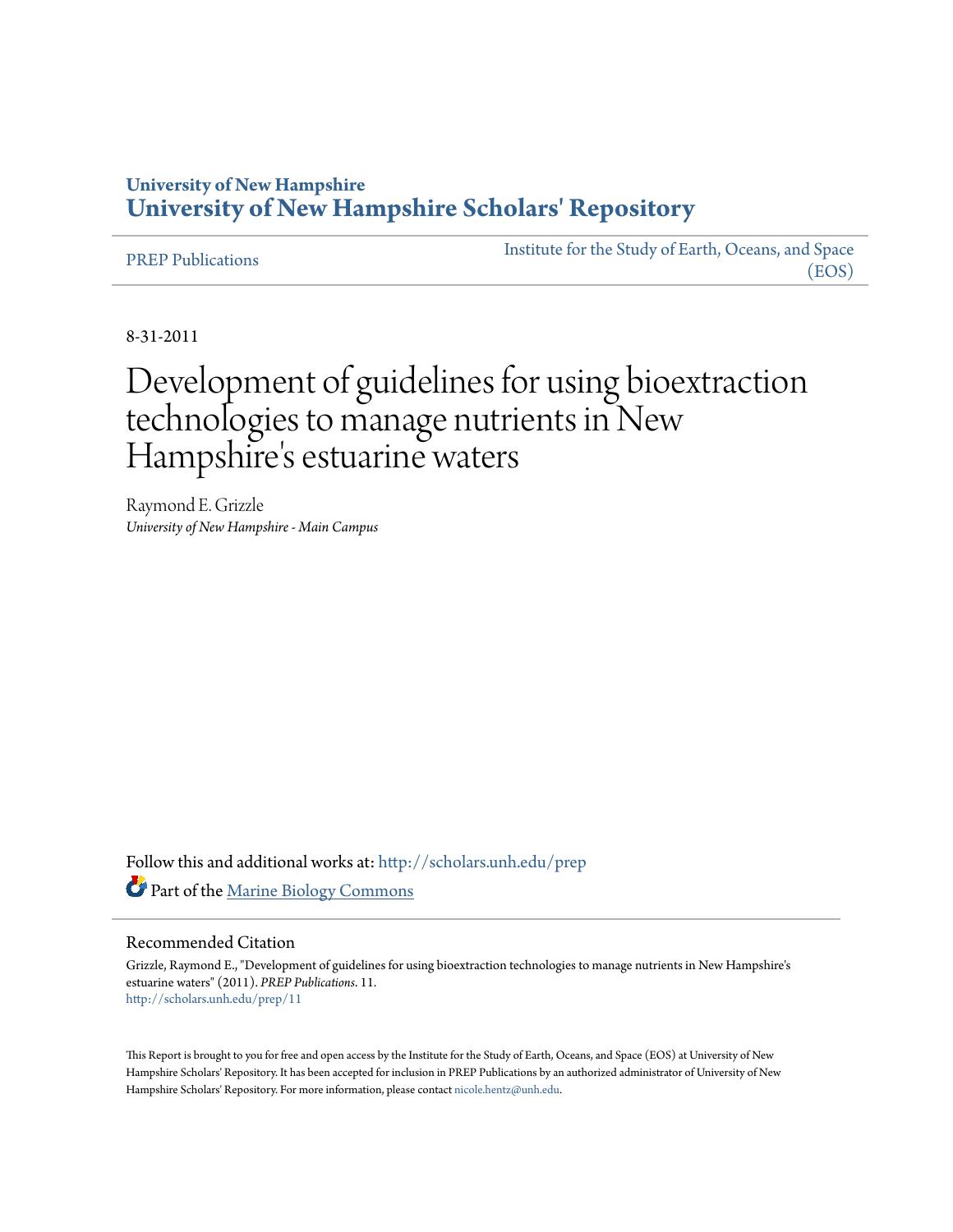# University of New Hampshire
# University of New Hampshire Scholars' Repository

PREP Publications

Institute for the Study of Earth, Oceans, and Space (EOS)

8-31-2011

# Development of guidelines for using bioextraction technologies to manage nutrients in New Hampshire's estuarine waters

Raymond E. Grizzle
*University of New Hampshire - Main Campus*

Follow this and additional works at: http://scholars.unh.edu/prep

Part of the Marine Biology Commons

## Recommended Citation

Grizzle, Raymond E., "Development of guidelines for using bioextraction technologies to manage nutrients in New Hampshire's estuarine waters" (2011). *PREP Publications*. 11.
http://scholars.unh.edu/prep/11

This Report is brought to you for free and open access by the Institute for the Study of Earth, Oceans, and Space (EOS) at University of New Hampshire Scholars' Repository. It has been accepted for inclusion in PREP Publications by an authorized administrator of University of New Hampshire Scholars' Repository. For more information, please contact nicole.hentz@unh.edu.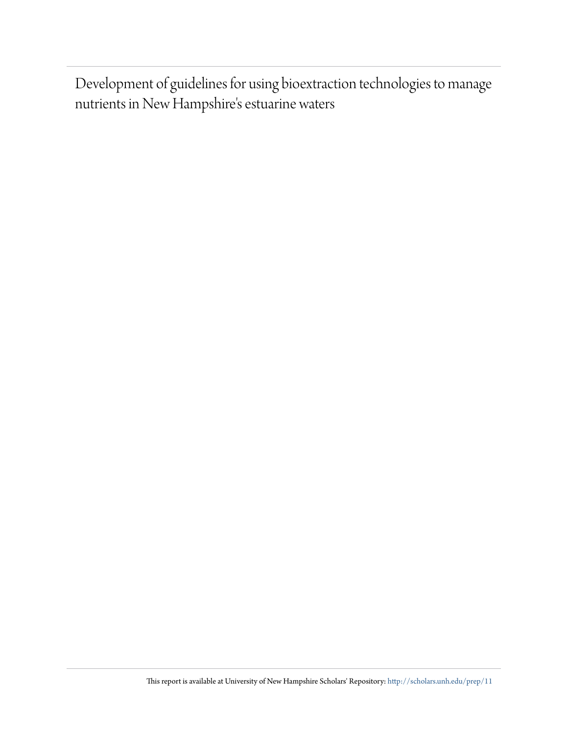# Development of guidelines for using bioextraction technologies to manage nutrients in New Hampshire's estuarine waters

This report is available at University of New Hampshire Scholars' Repository: http://scholars.unh.edu/prep/11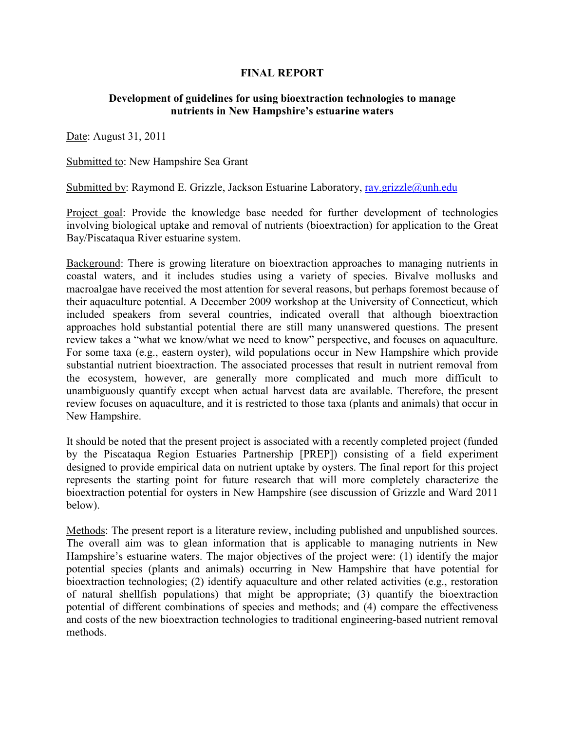# FINAL REPORT

## Development of guidelines for using bioextraction technologies to manage nutrients in New Hampshire's estuarine waters

Date: August 31, 2011

Submitted to: New Hampshire Sea Grant

Submitted by: Raymond E. Grizzle, Jackson Estuarine Laboratory, ray.grizzle@unh.edu

Project goal: Provide the knowledge base needed for further development of technologies involving biological uptake and removal of nutrients (bioextraction) for application to the Great Bay/Piscataqua River estuarine system.

Background: There is growing literature on bioextraction approaches to managing nutrients in coastal waters, and it includes studies using a variety of species. Bivalve mollusks and macroalgae have received the most attention for several reasons, but perhaps foremost because of their aquaculture potential. A December 2009 workshop at the University of Connecticut, which included speakers from several countries, indicated overall that although bioextraction approaches hold substantial potential there are still many unanswered questions. The present review takes a "what we know/what we need to know" perspective, and focuses on aquaculture. For some taxa (e.g., eastern oyster), wild populations occur in New Hampshire which provide substantial nutrient bioextraction. The associated processes that result in nutrient removal from the ecosystem, however, are generally more complicated and much more difficult to unambiguously quantify except when actual harvest data are available. Therefore, the present review focuses on aquaculture, and it is restricted to those taxa (plants and animals) that occur in New Hampshire.

It should be noted that the present project is associated with a recently completed project (funded by the Piscataqua Region Estuaries Partnership [PREP]) consisting of a field experiment designed to provide empirical data on nutrient uptake by oysters. The final report for this project represents the starting point for future research that will more completely characterize the bioextraction potential for oysters in New Hampshire (see discussion of Grizzle and Ward 2011 below).

Methods: The present report is a literature review, including published and unpublished sources. The overall aim was to glean information that is applicable to managing nutrients in New Hampshire's estuarine waters. The major objectives of the project were: (1) identify the major potential species (plants and animals) occurring in New Hampshire that have potential for bioextraction technologies; (2) identify aquaculture and other related activities (e.g., restoration of natural shellfish populations) that might be appropriate; (3) quantify the bioextraction potential of different combinations of species and methods; and (4) compare the effectiveness and costs of the new bioextraction technologies to traditional engineering-based nutrient removal methods.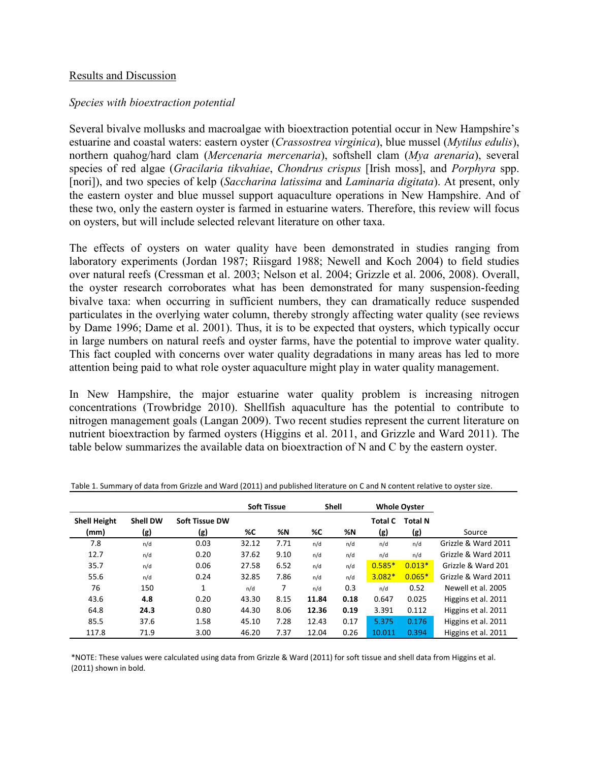## Results and Discussion

### *Species with bioextraction potential*

Several bivalve mollusks and macroalgae with bioextraction potential occur in New Hampshire's estuarine and coastal waters: eastern oyster (*Crassostrea virginica*), blue mussel (*Mytilus edulis*), northern quahog/hard clam (*Mercenaria mercenaria*), softshell clam (*Mya arenaria*), several species of red algae (*Gracilaria tikvahiae*, *Chondrus crispus* [Irish moss], and *Porphyra* spp. [nori]), and two species of kelp (*Saccharina latissima* and *Laminaria digitata*). At present, only the eastern oyster and blue mussel support aquaculture operations in New Hampshire. And of these two, only the eastern oyster is farmed in estuarine waters. Therefore, this review will focus on oysters, but will include selected relevant literature on other taxa.

The effects of oysters on water quality have been demonstrated in studies ranging from laboratory experiments (Jordan 1987; Riisgard 1988; Newell and Koch 2004) to field studies over natural reefs (Cressman et al. 2003; Nelson et al. 2004; Grizzle et al. 2006, 2008). Overall, the oyster research corroborates what has been demonstrated for many suspension-feeding bivalve taxa: when occurring in sufficient numbers, they can dramatically reduce suspended particulates in the overlying water column, thereby strongly affecting water quality (see reviews by Dame 1996; Dame et al. 2001). Thus, it is to be expected that oysters, which typically occur in large numbers on natural reefs and oyster farms, have the potential to improve water quality. This fact coupled with concerns over water quality degradations in many areas has led to more attention being paid to what role oyster aquaculture might play in water quality management.

In New Hampshire, the major estuarine water quality problem is increasing nitrogen concentrations (Trowbridge 2010). Shellfish aquaculture has the potential to contribute to nitrogen management goals (Langan 2009). Two recent studies represent the current literature on nutrient bioextraction by farmed oysters (Higgins et al. 2011, and Grizzle and Ward 2011). The table below summarizes the available data on bioextraction of N and C by the eastern oyster.

Table 1. Summary of data from Grizzle and Ward (2011) and published literature on C and N content relative to oyster size.

| | | | Soft Tissue | | Shell | | Whole Oyster | | |
|---|---|---|---|---|---|---|---|---|---|
| Shell Height (mm) | Shell DW (g) | Soft Tissue DW (g) | %C | %N | %C | %N | Total C (g) | Total N (g) | Source |
| 7.8 | n/d | 0.03 | 32.12 | 7.71 | n/d | n/d | n/d | n/d | Grizzle & Ward 2011 |
| 12.7 | n/d | 0.20 | 37.62 | 9.10 | n/d | n/d | n/d | n/d | Grizzle & Ward 2011 |
| 35.7 | n/d | 0.06 | 27.58 | 6.52 | n/d | n/d | 0.585* | 0.013* | Grizzle & Ward 201 |
| 55.6 | n/d | 0.24 | 32.85 | 7.86 | n/d | n/d | 3.082* | 0.065* | Grizzle & Ward 2011 |
| 76 | 150 | 1 | n/d | 7 | n/d | 0.3 | n/d | 0.52 | Newell et al. 2005 |
| 43.6 | **4.8** | 0.20 | 43.30 | 8.15 | **11.84** | **0.18** | 0.647 | 0.025 | Higgins et al. 2011 |
| 64.8 | **24.3** | 0.80 | 44.30 | 8.06 | **12.36** | **0.19** | 3.391 | 0.112 | Higgins et al. 2011 |
| 85.5 | 37.6 | 1.58 | 45.10 | 7.28 | 12.43 | 0.17 | 5.375 | 0.176 | Higgins et al. 2011 |
| 117.8 | 71.9 | 3.00 | 46.20 | 7.37 | 12.04 | 0.26 | 10.011 | 0.394 | Higgins et al. 2011 |

*NOTE: These values were calculated using data from Grizzle & Ward (2011) for soft tissue and shell data from Higgins et al. (2011) shown in bold.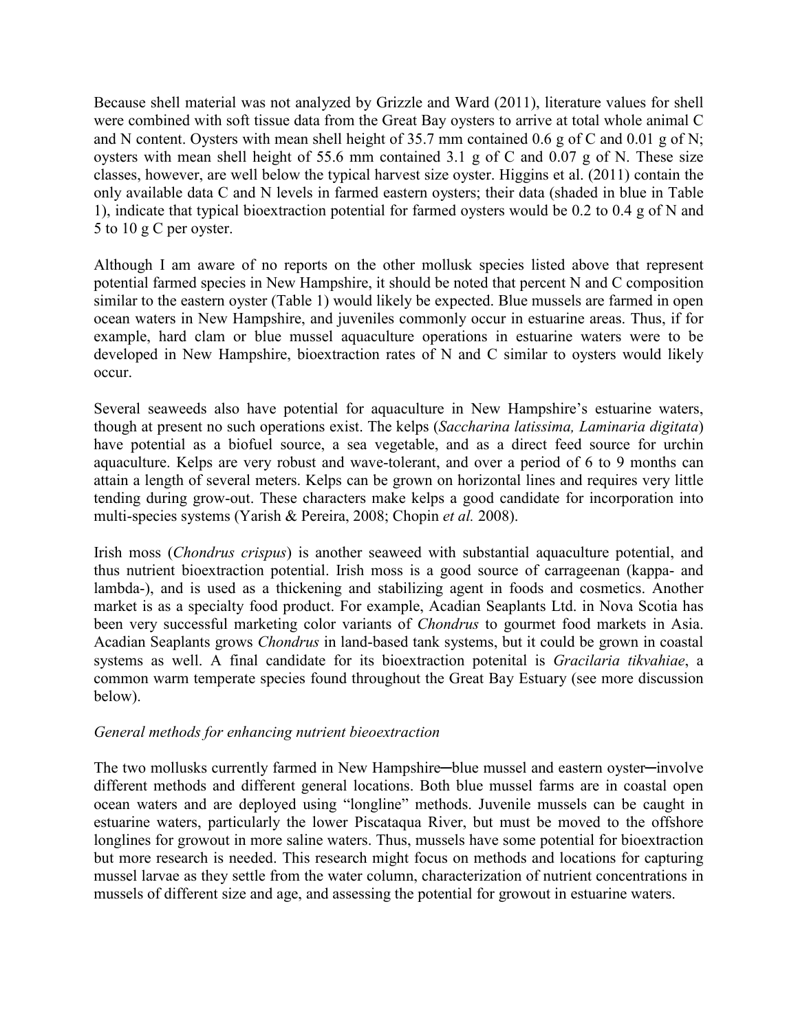Because shell material was not analyzed by Grizzle and Ward (2011), literature values for shell were combined with soft tissue data from the Great Bay oysters to arrive at total whole animal C and N content. Oysters with mean shell height of 35.7 mm contained 0.6 g of C and 0.01 g of N; oysters with mean shell height of 55.6 mm contained 3.1 g of C and 0.07 g of N. These size classes, however, are well below the typical harvest size oyster. Higgins et al. (2011) contain the only available data C and N levels in farmed eastern oysters; their data (shaded in blue in Table 1), indicate that typical bioextraction potential for farmed oysters would be 0.2 to 0.4 g of N and 5 to 10 g C per oyster.

Although I am aware of no reports on the other mollusk species listed above that represent potential farmed species in New Hampshire, it should be noted that percent N and C composition similar to the eastern oyster (Table 1) would likely be expected. Blue mussels are farmed in open ocean waters in New Hampshire, and juveniles commonly occur in estuarine areas. Thus, if for example, hard clam or blue mussel aquaculture operations in estuarine waters were to be developed in New Hampshire, bioextraction rates of N and C similar to oysters would likely occur.

Several seaweeds also have potential for aquaculture in New Hampshire's estuarine waters, though at present no such operations exist. The kelps (*Saccharina latissima, Laminaria digitata*) have potential as a biofuel source, a sea vegetable, and as a direct feed source for urchin aquaculture. Kelps are very robust and wave-tolerant, and over a period of 6 to 9 months can attain a length of several meters. Kelps can be grown on horizontal lines and requires very little tending during grow-out. These characters make kelps a good candidate for incorporation into multi-species systems (Yarish & Pereira, 2008; Chopin *et al.* 2008).

Irish moss (*Chondrus crispus*) is another seaweed with substantial aquaculture potential, and thus nutrient bioextraction potential. Irish moss is a good source of carrageenan (kappa- and lambda-), and is used as a thickening and stabilizing agent in foods and cosmetics. Another market is as a specialty food product. For example, Acadian Seaplants Ltd. in Nova Scotia has been very successful marketing color variants of *Chondrus* to gourmet food markets in Asia. Acadian Seaplants grows *Chondrus* in land-based tank systems, but it could be grown in coastal systems as well. A final candidate for its bioextraction potenital is *Gracilaria tikvahiae*, a common warm temperate species found throughout the Great Bay Estuary (see more discussion below).

*General methods for enhancing nutrient bioextraction*

The two mollusks currently farmed in New Hampshire─blue mussel and eastern oyster─involve different methods and different general locations. Both blue mussel farms are in coastal open ocean waters and are deployed using "longline" methods. Juvenile mussels can be caught in estuarine waters, particularly the lower Piscataqua River, but must be moved to the offshore longlines for growout in more saline waters. Thus, mussels have some potential for bioextraction but more research is needed. This research might focus on methods and locations for capturing mussel larvae as they settle from the water column, characterization of nutrient concentrations in mussels of different size and age, and assessing the potential for growout in estuarine waters.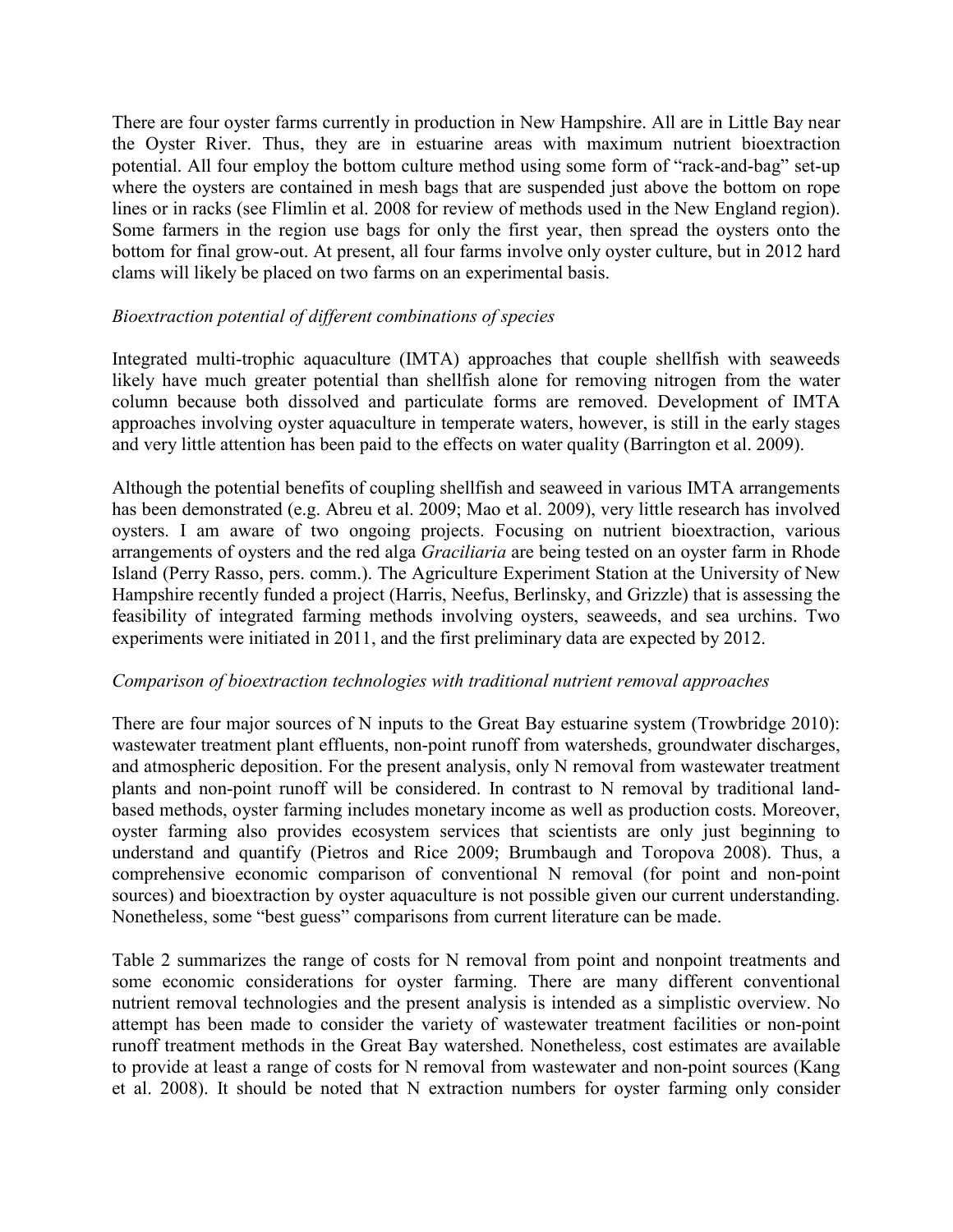There are four oyster farms currently in production in New Hampshire. All are in Little Bay near the Oyster River. Thus, they are in estuarine areas with maximum nutrient bioextraction potential. All four employ the bottom culture method using some form of "rack-and-bag" set-up where the oysters are contained in mesh bags that are suspended just above the bottom on rope lines or in racks (see Flimlin et al. 2008 for review of methods used in the New England region). Some farmers in the region use bags for only the first year, then spread the oysters onto the bottom for final grow-out. At present, all four farms involve only oyster culture, but in 2012 hard clams will likely be placed on two farms on an experimental basis.

*Bioextraction potential of different combinations of species*

Integrated multi-trophic aquaculture (IMTA) approaches that couple shellfish with seaweeds likely have much greater potential than shellfish alone for removing nitrogen from the water column because both dissolved and particulate forms are removed. Development of IMTA approaches involving oyster aquaculture in temperate waters, however, is still in the early stages and very little attention has been paid to the effects on water quality (Barrington et al. 2009).

Although the potential benefits of coupling shellfish and seaweed in various IMTA arrangements has been demonstrated (e.g. Abreu et al. 2009; Mao et al. 2009), very little research has involved oysters. I am aware of two ongoing projects. Focusing on nutrient bioextraction, various arrangements of oysters and the red alga *Graciliaria* are being tested on an oyster farm in Rhode Island (Perry Rasso, pers. comm.). The Agriculture Experiment Station at the University of New Hampshire recently funded a project (Harris, Neefus, Berlinsky, and Grizzle) that is assessing the feasibility of integrated farming methods involving oysters, seaweeds, and sea urchins. Two experiments were initiated in 2011, and the first preliminary data are expected by 2012.

*Comparison of bioextraction technologies with traditional nutrient removal approaches*

There are four major sources of N inputs to the Great Bay estuarine system (Trowbridge 2010): wastewater treatment plant effluents, non-point runoff from watersheds, groundwater discharges, and atmospheric deposition. For the present analysis, only N removal from wastewater treatment plants and non-point runoff will be considered. In contrast to N removal by traditional land-based methods, oyster farming includes monetary income as well as production costs. Moreover, oyster farming also provides ecosystem services that scientists are only just beginning to understand and quantify (Pietros and Rice 2009; Brumbaugh and Toropova 2008). Thus, a comprehensive economic comparison of conventional N removal (for point and non-point sources) and bioextraction by oyster aquaculture is not possible given our current understanding. Nonetheless, some "best guess" comparisons from current literature can be made.

Table 2 summarizes the range of costs for N removal from point and nonpoint treatments and some economic considerations for oyster farming. There are many different conventional nutrient removal technologies and the present analysis is intended as a simplistic overview. No attempt has been made to consider the variety of wastewater treatment facilities or non-point runoff treatment methods in the Great Bay watershed. Nonetheless, cost estimates are available to provide at least a range of costs for N removal from wastewater and non-point sources (Kang et al. 2008). It should be noted that N extraction numbers for oyster farming only consider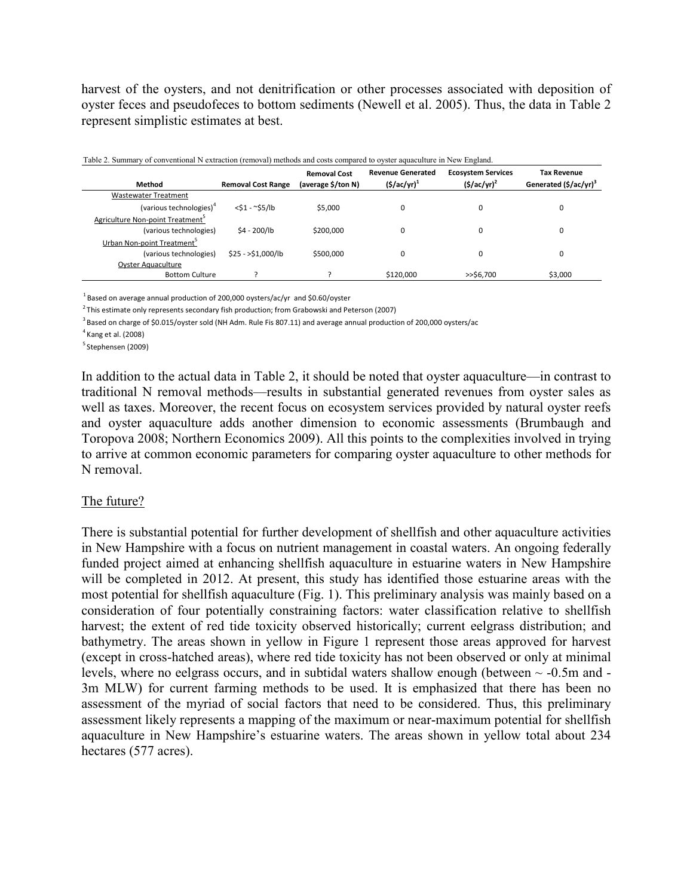harvest of the oysters, and not denitrification or other processes associated with deposition of oyster feces and pseudofeces to bottom sediments (Newell et al. 2005). Thus, the data in Table 2 represent simplistic estimates at best.

Table 2. Summary of conventional N extraction (removal) methods and costs compared to oyster aquaculture in New England.

| Method | Removal Cost Range | Removal Cost (average $/ton N) | Revenue Generated ($/ac/yr)[1] | Ecosystem Services ($/ac/yr)[2] | Tax Revenue Generated ($/ac/yr)[3] |
|---|---|---|---|---|---|
| Wastewater Treatment | | | | | |
| (various technologies)[4] | <$1 - ~$5/lb | $5,000 | 0 | 0 | 0 |
| Agriculture Non-point Treatment[5] | | | | | |
| (various technologies) | $4 - 200/lb | $200,000 | 0 | 0 | 0 |
| Urban Non-point Treatment[5] | | | | | |
| (various technologies) | $25 - >$1,000/lb | $500,000 | 0 | 0 | 0 |
| Oyster Aquaculture | | | | | |
| Bottom Culture | ? | ? | $120,000 | >>$6,700 | $3,000 |

[1] Based on average annual production of 200,000 oysters/ac/yr and $0.60/oyster

[2] This estimate only represents secondary fish production; from Grabowski and Peterson (2007)

[3] Based on charge of $0.015/oyster sold (NH Adm. Rule Fis 807.11) and average annual production of 200,000 oysters/ac

[4] Kang et al. (2008)

[5] Stephensen (2009)

In addition to the actual data in Table 2, it should be noted that oyster aquaculture—in contrast to traditional N removal methods—results in substantial generated revenues from oyster sales as well as taxes. Moreover, the recent focus on ecosystem services provided by natural oyster reefs and oyster aquaculture adds another dimension to economic assessments (Brumbaugh and Toropova 2008; Northern Economics 2009). All this points to the complexities involved in trying to arrive at common economic parameters for comparing oyster aquaculture to other methods for N removal.

## The future?

There is substantial potential for further development of shellfish and other aquaculture activities in New Hampshire with a focus on nutrient management in coastal waters. An ongoing federally funded project aimed at enhancing shellfish aquaculture in estuarine waters in New Hampshire will be completed in 2012. At present, this study has identified those estuarine areas with the most potential for shellfish aquaculture (Fig. 1). This preliminary analysis was mainly based on a consideration of four potentially constraining factors: water classification relative to shellfish harvest; the extent of red tide toxicity observed historically; current eelgrass distribution; and bathymetry. The areas shown in yellow in Figure 1 represent those areas approved for harvest (except in cross-hatched areas), where red tide toxicity has not been observed or only at minimal levels, where no eelgrass occurs, and in subtidal waters shallow enough (between ~ -0.5m and -3m MLW) for current farming methods to be used. It is emphasized that there has been no assessment of the myriad of social factors that need to be considered. Thus, this preliminary assessment likely represents a mapping of the maximum or near-maximum potential for shellfish aquaculture in New Hampshire's estuarine waters. The areas shown in yellow total about 234 hectares (577 acres).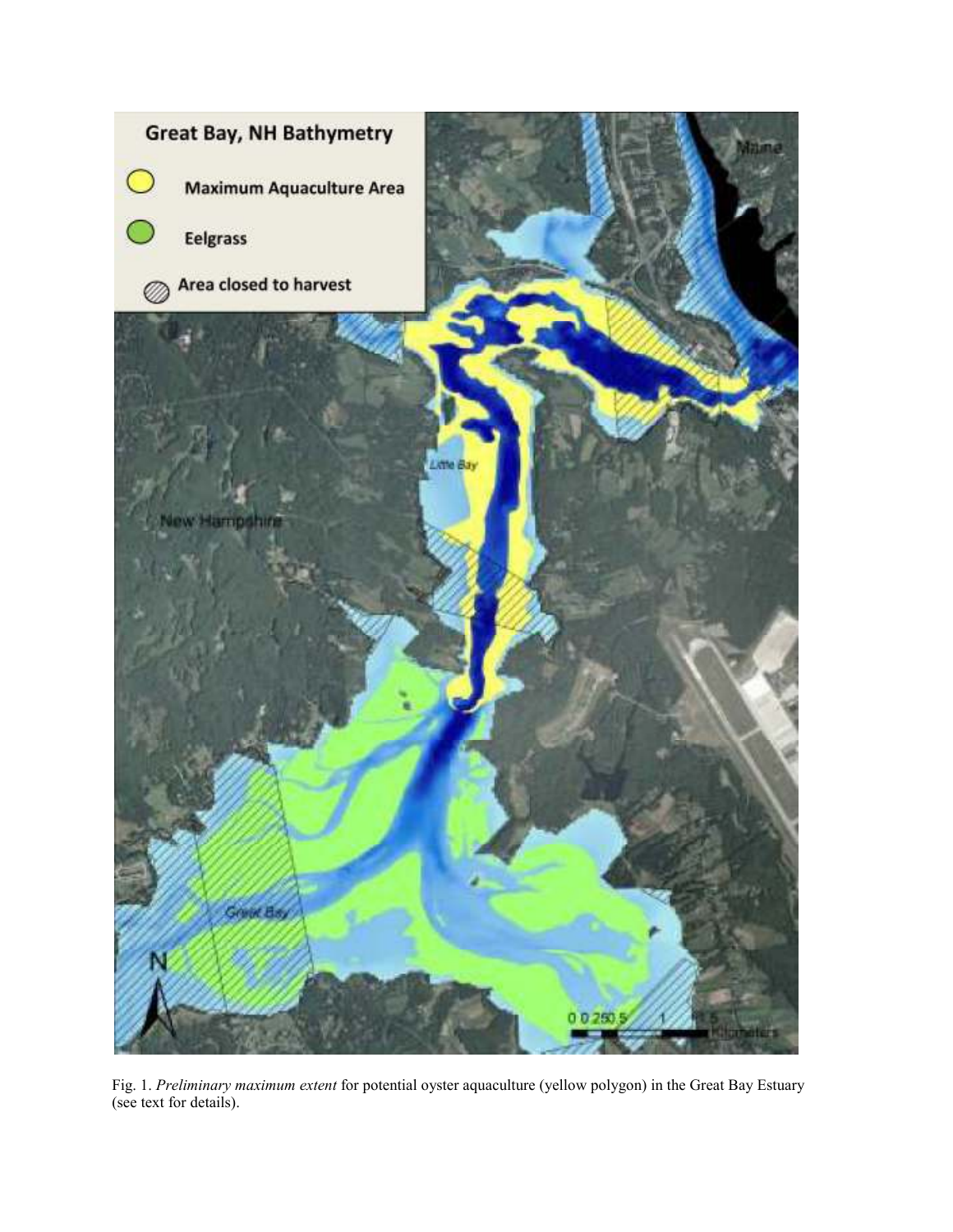Fig. 1. *Preliminary maximum extent* for potential oyster aquaculture (yellow polygon) in the Great Bay Estuary (see text for details).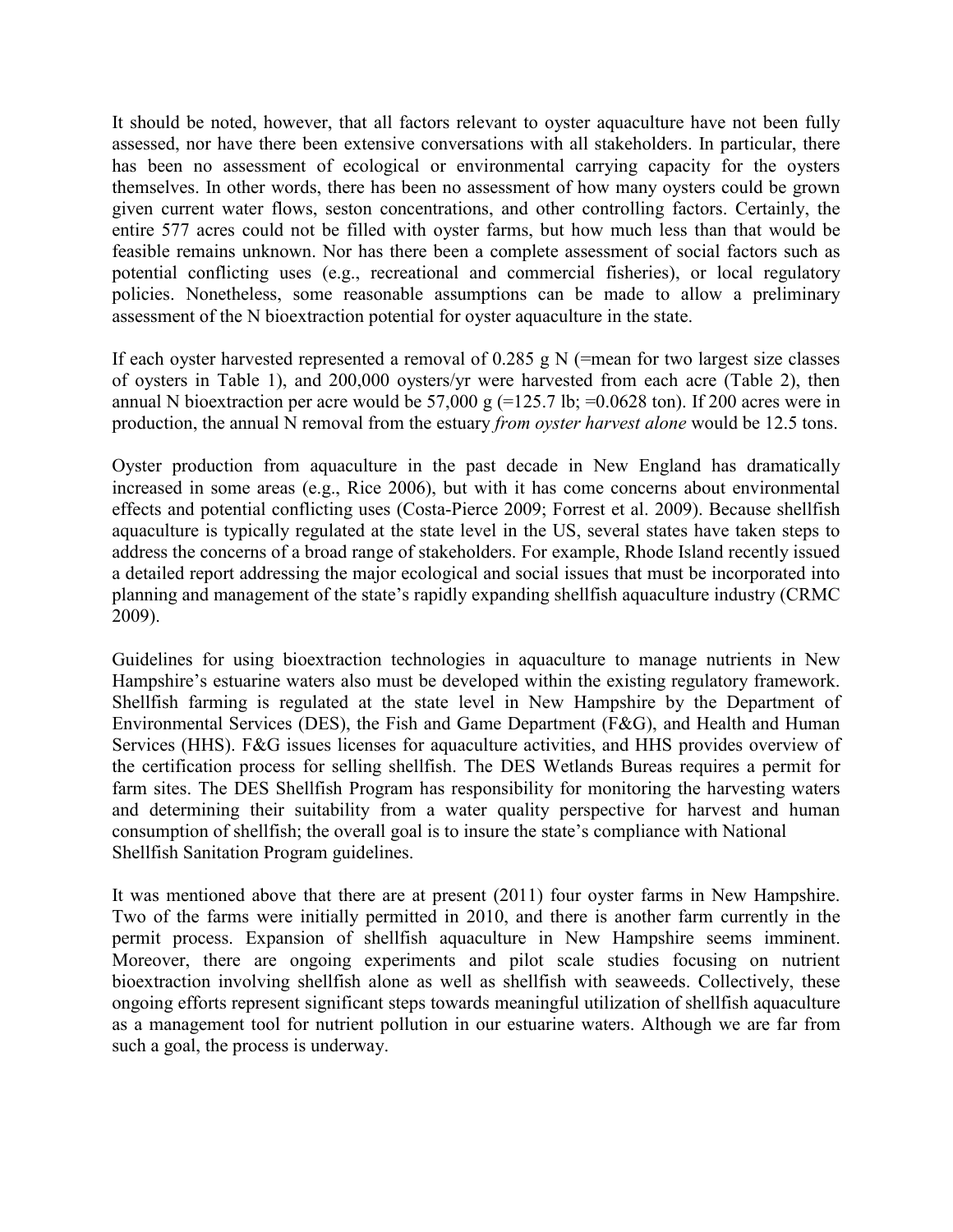It should be noted, however, that all factors relevant to oyster aquaculture have not been fully assessed, nor have there been extensive conversations with all stakeholders. In particular, there has been no assessment of ecological or environmental carrying capacity for the oysters themselves. In other words, there has been no assessment of how many oysters could be grown given current water flows, seston concentrations, and other controlling factors. Certainly, the entire 577 acres could not be filled with oyster farms, but how much less than that would be feasible remains unknown. Nor has there been a complete assessment of social factors such as potential conflicting uses (e.g., recreational and commercial fisheries), or local regulatory policies. Nonetheless, some reasonable assumptions can be made to allow a preliminary assessment of the N bioextraction potential for oyster aquaculture in the state.

If each oyster harvested represented a removal of 0.285 g N (=mean for two largest size classes of oysters in Table 1), and 200,000 oysters/yr were harvested from each acre (Table 2), then annual N bioextraction per acre would be 57,000 g (=125.7 lb; =0.0628 ton). If 200 acres were in production, the annual N removal from the estuary *from oyster harvest alone* would be 12.5 tons.

Oyster production from aquaculture in the past decade in New England has dramatically increased in some areas (e.g., Rice 2006), but with it has come concerns about environmental effects and potential conflicting uses (Costa-Pierce 2009; Forrest et al. 2009). Because shellfish aquaculture is typically regulated at the state level in the US, several states have taken steps to address the concerns of a broad range of stakeholders. For example, Rhode Island recently issued a detailed report addressing the major ecological and social issues that must be incorporated into planning and management of the state's rapidly expanding shellfish aquaculture industry (CRMC 2009).

Guidelines for using bioextraction technologies in aquaculture to manage nutrients in New Hampshire's estuarine waters also must be developed within the existing regulatory framework. Shellfish farming is regulated at the state level in New Hampshire by the Department of Environmental Services (DES), the Fish and Game Department (F&G), and Health and Human Services (HHS). F&G issues licenses for aquaculture activities, and HHS provides overview of the certification process for selling shellfish. The DES Wetlands Bureas requires a permit for farm sites. The DES Shellfish Program has responsibility for monitoring the harvesting waters and determining their suitability from a water quality perspective for harvest and human consumption of shellfish; the overall goal is to insure the state's compliance with National Shellfish Sanitation Program guidelines.

It was mentioned above that there are at present (2011) four oyster farms in New Hampshire. Two of the farms were initially permitted in 2010, and there is another farm currently in the permit process. Expansion of shellfish aquaculture in New Hampshire seems imminent. Moreover, there are ongoing experiments and pilot scale studies focusing on nutrient bioextraction involving shellfish alone as well as shellfish with seaweeds. Collectively, these ongoing efforts represent significant steps towards meaningful utilization of shellfish aquaculture as a management tool for nutrient pollution in our estuarine waters. Although we are far from such a goal, the process is underway.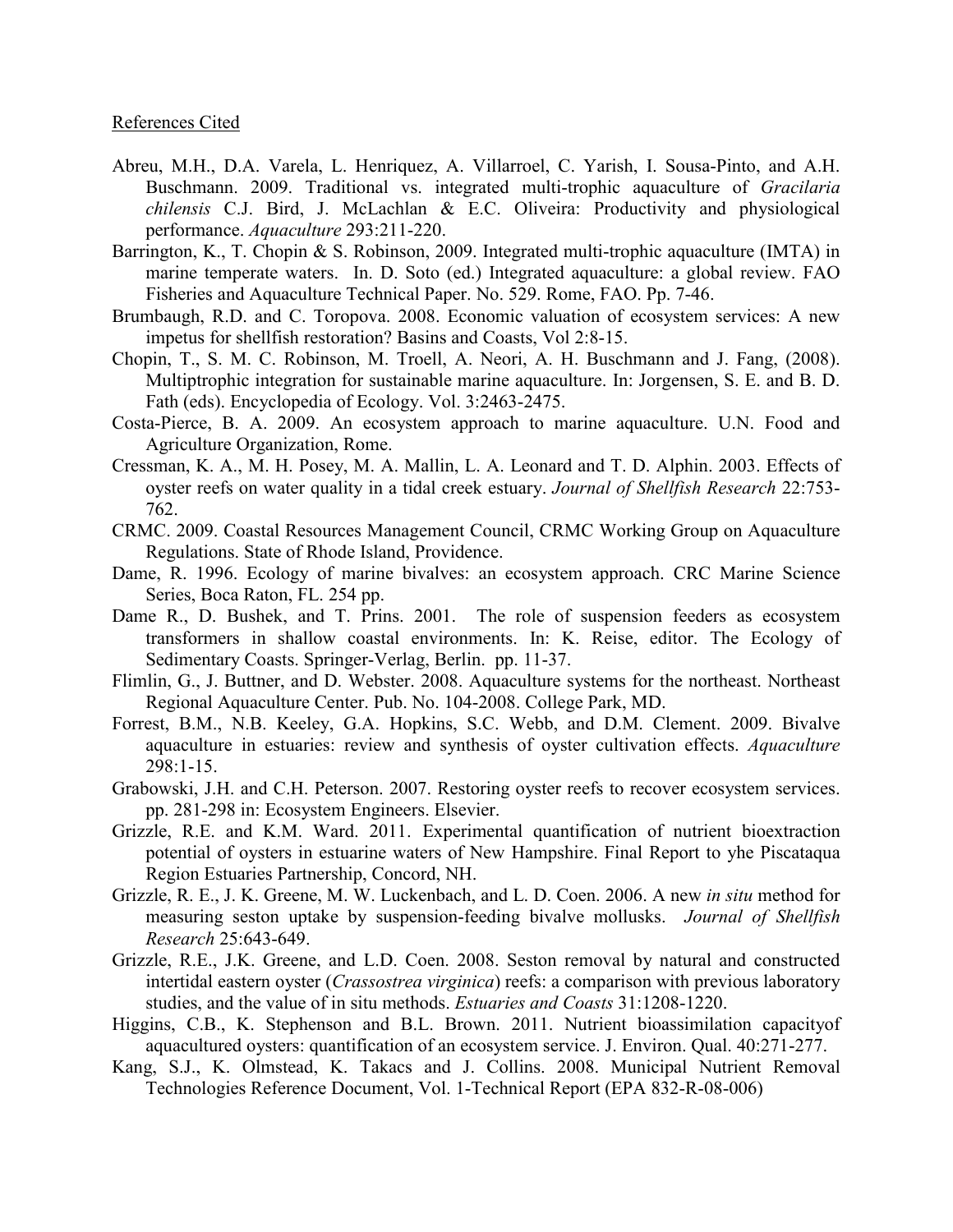References Cited

Abreu, M.H., D.A. Varela, L. Henriquez, A. Villarroel, C. Yarish, I. Sousa-Pinto, and A.H. Buschmann. 2009. Traditional vs. integrated multi-trophic aquaculture of *Gracilaria chilensis* C.J. Bird, J. McLachlan & E.C. Oliveira: Productivity and physiological performance. *Aquaculture* 293:211-220.

Barrington, K., T. Chopin & S. Robinson, 2009. Integrated multi-trophic aquaculture (IMTA) in marine temperate waters. In. D. Soto (ed.) Integrated aquaculture: a global review. FAO Fisheries and Aquaculture Technical Paper. No. 529. Rome, FAO. Pp. 7-46.

Brumbaugh, R.D. and C. Toropova. 2008. Economic valuation of ecosystem services: A new impetus for shellfish restoration? Basins and Coasts, Vol 2:8-15.

Chopin, T., S. M. C. Robinson, M. Troell, A. Neori, A. H. Buschmann and J. Fang, (2008). Multiptrophic integration for sustainable marine aquaculture. In: Jorgensen, S. E. and B. D. Fath (eds). Encyclopedia of Ecology. Vol. 3:2463-2475.

Costa-Pierce, B. A. 2009. An ecosystem approach to marine aquaculture. U.N. Food and Agriculture Organization, Rome.

Cressman, K. A., M. H. Posey, M. A. Mallin, L. A. Leonard and T. D. Alphin. 2003. Effects of oyster reefs on water quality in a tidal creek estuary. *Journal of Shellfish Research* 22:753-762.

CRMC. 2009. Coastal Resources Management Council, CRMC Working Group on Aquaculture Regulations. State of Rhode Island, Providence.

Dame, R. 1996. Ecology of marine bivalves: an ecosystem approach. CRC Marine Science Series, Boca Raton, FL. 254 pp.

Dame R., D. Bushek, and T. Prins. 2001. The role of suspension feeders as ecosystem transformers in shallow coastal environments. In: K. Reise, editor. The Ecology of Sedimentary Coasts. Springer-Verlag, Berlin. pp. 11-37.

Flimlin, G., J. Buttner, and D. Webster. 2008. Aquaculture systems for the northeast. Northeast Regional Aquaculture Center. Pub. No. 104-2008. College Park, MD.

Forrest, B.M., N.B. Keeley, G.A. Hopkins, S.C. Webb, and D.M. Clement. 2009. Bivalve aquaculture in estuaries: review and synthesis of oyster cultivation effects. *Aquaculture* 298:1-15.

Grabowski, J.H. and C.H. Peterson. 2007. Restoring oyster reefs to recover ecosystem services. pp. 281-298 in: Ecosystem Engineers. Elsevier.

Grizzle, R.E. and K.M. Ward. 2011. Experimental quantification of nutrient bioextraction potential of oysters in estuarine waters of New Hampshire. Final Report to yhe Piscataqua Region Estuaries Partnership, Concord, NH.

Grizzle, R. E., J. K. Greene, M. W. Luckenbach, and L. D. Coen. 2006. A new *in situ* method for measuring seston uptake by suspension-feeding bivalve mollusks. *Journal of Shellfish Research* 25:643-649.

Grizzle, R.E., J.K. Greene, and L.D. Coen. 2008. Seston removal by natural and constructed intertidal eastern oyster (*Crassostrea virginica*) reefs: a comparison with previous laboratory studies, and the value of in situ methods. *Estuaries and Coasts* 31:1208-1220.

Higgins, C.B., K. Stephenson and B.L. Brown. 2011. Nutrient bioassimilation capacityof aquacultured oysters: quantification of an ecosystem service. J. Environ. Qual. 40:271-277.

Kang, S.J., K. Olmstead, K. Takacs and J. Collins. 2008. Municipal Nutrient Removal Technologies Reference Document, Vol. 1-Technical Report (EPA 832-R-08-006)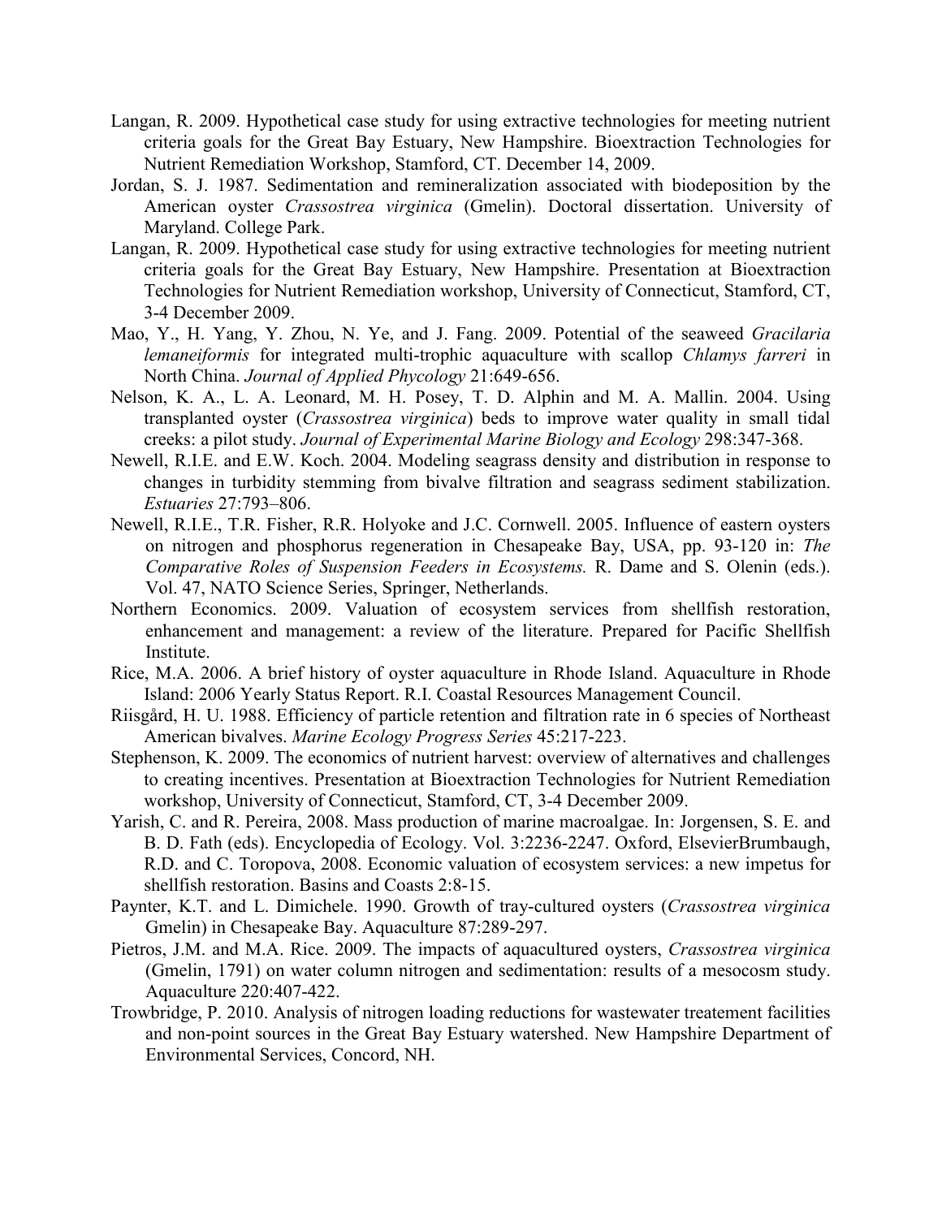Langan, R. 2009. Hypothetical case study for using extractive technologies for meeting nutrient criteria goals for the Great Bay Estuary, New Hampshire. Bioextraction Technologies for Nutrient Remediation Workshop, Stamford, CT. December 14, 2009.

Jordan, S. J. 1987. Sedimentation and remineralization associated with biodeposition by the American oyster *Crassostrea virginica* (Gmelin). Doctoral dissertation. University of Maryland. College Park.

Langan, R. 2009. Hypothetical case study for using extractive technologies for meeting nutrient criteria goals for the Great Bay Estuary, New Hampshire. Presentation at Bioextraction Technologies for Nutrient Remediation workshop, University of Connecticut, Stamford, CT, 3-4 December 2009.

Mao, Y., H. Yang, Y. Zhou, N. Ye, and J. Fang. 2009. Potential of the seaweed *Gracilaria lemaneiformis* for integrated multi-trophic aquaculture with scallop *Chlamys farreri* in North China. *Journal of Applied Phycology* 21:649-656.

Nelson, K. A., L. A. Leonard, M. H. Posey, T. D. Alphin and M. A. Mallin. 2004. Using transplanted oyster (*Crassostrea virginica*) beds to improve water quality in small tidal creeks: a pilot study. *Journal of Experimental Marine Biology and Ecology* 298:347-368.

Newell, R.I.E. and E.W. Koch. 2004. Modeling seagrass density and distribution in response to changes in turbidity stemming from bivalve filtration and seagrass sediment stabilization. *Estuaries* 27:793–806.

Newell, R.I.E., T.R. Fisher, R.R. Holyoke and J.C. Cornwell. 2005. Influence of eastern oysters on nitrogen and phosphorus regeneration in Chesapeake Bay, USA, pp. 93-120 in: *The Comparative Roles of Suspension Feeders in Ecosystems.* R. Dame and S. Olenin (eds.). Vol. 47, NATO Science Series, Springer, Netherlands.

Northern Economics. 2009. Valuation of ecosystem services from shellfish restoration, enhancement and management: a review of the literature. Prepared for Pacific Shellfish Institute.

Rice, M.A. 2006. A brief history of oyster aquaculture in Rhode Island. Aquaculture in Rhode Island: 2006 Yearly Status Report. R.I. Coastal Resources Management Council.

Riisgård, H. U. 1988. Efficiency of particle retention and filtration rate in 6 species of Northeast American bivalves. *Marine Ecology Progress Series* 45:217-223.

Stephenson, K. 2009. The economics of nutrient harvest: overview of alternatives and challenges to creating incentives. Presentation at Bioextraction Technologies for Nutrient Remediation workshop, University of Connecticut, Stamford, CT, 3-4 December 2009.

Yarish, C. and R. Pereira, 2008. Mass production of marine macroalgae. In: Jorgensen, S. E. and B. D. Fath (eds). Encyclopedia of Ecology. Vol. 3:2236-2247. Oxford, ElsevierBrumbaugh, R.D. and C. Toropova, 2008. Economic valuation of ecosystem services: a new impetus for shellfish restoration. Basins and Coasts 2:8-15.

Paynter, K.T. and L. Dimichele. 1990. Growth of tray-cultured oysters (*Crassostrea virginica* Gmelin) in Chesapeake Bay. Aquaculture 87:289-297.

Pietros, J.M. and M.A. Rice. 2009. The impacts of aquacultured oysters, *Crassostrea virginica* (Gmelin, 1791) on water column nitrogen and sedimentation: results of a mesocosm study. Aquaculture 220:407-422.

Trowbridge, P. 2010. Analysis of nitrogen loading reductions for wastewater treatement facilities and non-point sources in the Great Bay Estuary watershed. New Hampshire Department of Environmental Services, Concord, NH.